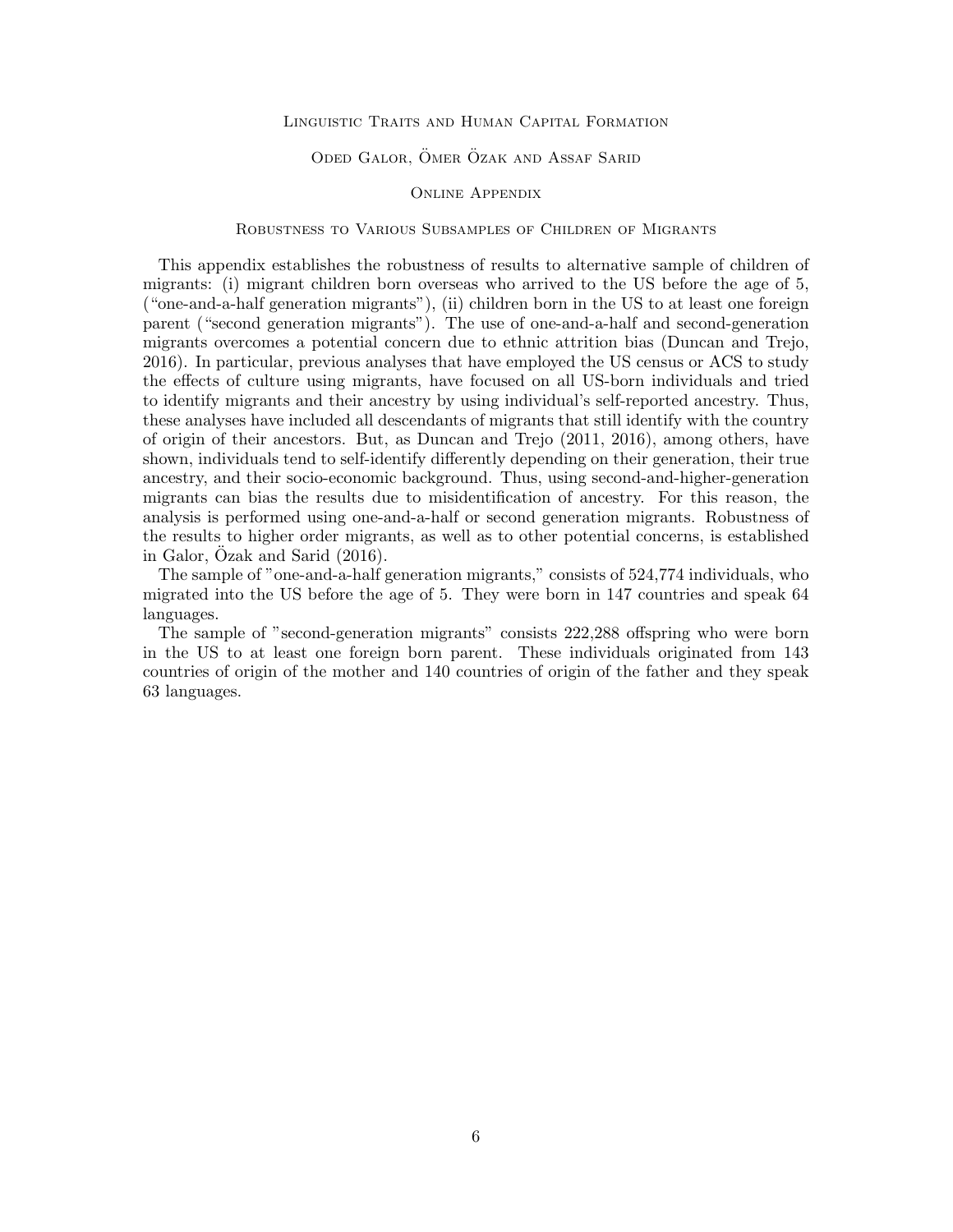# Linguistic Traits and Human Capital Formation

Oded Galor, Ömer Özak and Assaf Sarid

## Online Appendix

### Robustness to Various Subsamples of Children of Migrants

This appendix establishes the robustness of results to alternative sample of children of migrants: (i) migrant children born overseas who arrived to the US before the age of 5, ("one-and-a-half generation migrants"), (ii) children born in the US to at least one foreign parent ("second generation migrants"). The use of one-and-a-half and second-generation migrants overcomes a potential concern due to ethnic attrition bias (Duncan and Trejo, 2016). In particular, previous analyses that have employed the US census or ACS to study the effects of culture using migrants, have focused on all US-born individuals and tried to identify migrants and their ancestry by using individual's self-reported ancestry. Thus, these analyses have included all descendants of migrants that still identify with the country of origin of their ancestors. But, as Duncan and Trejo (2011, 2016), among others, have shown, individuals tend to self-identify differently depending on their generation, their true ancestry, and their socio-economic background. Thus, using second-and-higher-generation migrants can bias the results due to misidentification of ancestry. For this reason, the analysis is performed using one-and-a-half or second generation migrants. Robustness of the results to higher order migrants, as well as to other potential concerns, is established in Galor, Özak and Sarid (2016).

The sample of "one-and-a-half generation migrants," consists of 524,774 individuals, who migrated into the US before the age of 5. They were born in 147 countries and speak 64 languages.

The sample of "second-generation migrants" consists 222,288 offspring who were born in the US to at least one foreign born parent. These individuals originated from 143 countries of origin of the mother and 140 countries of origin of the father and they speak 63 languages.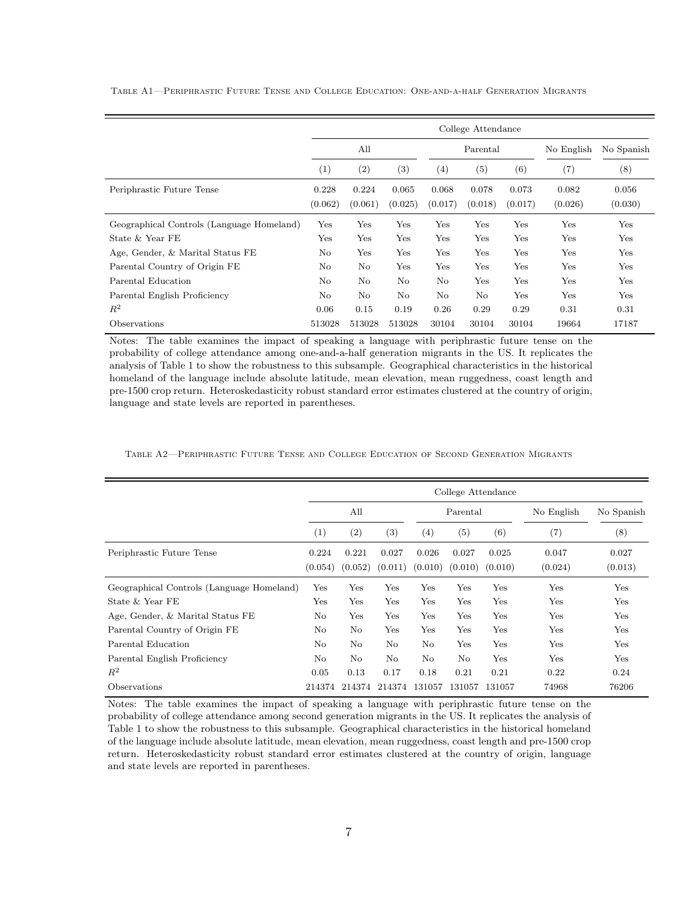Table A1—Periphrastic Future Tense and College Education: One-and-a-half Generation Migrants

| | College Attendance | | | | | | | |
|---|---|---|---|---|---|---|---|---|
| | All | | | Parental | | | No English | No Spanish |
| | (1) | (2) | (3) | (4) | (5) | (6) | (7) | (8) |
| Periphrastic Future Tense | 0.228 | 0.224 | 0.065 | 0.068 | 0.078 | 0.073 | 0.082 | 0.056 |
| | (0.062) | (0.061) | (0.025) | (0.017) | (0.018) | (0.017) | (0.026) | (0.030) |
| Geographical Controls (Language Homeland) | Yes | Yes | Yes | Yes | Yes | Yes | Yes | Yes |
| State & Year FE | Yes | Yes | Yes | Yes | Yes | Yes | Yes | Yes |
| Age, Gender, & Marital Status FE | No | Yes | Yes | Yes | Yes | Yes | Yes | Yes |
| Parental Country of Origin FE | No | No | Yes | Yes | Yes | Yes | Yes | Yes |
| Parental Education | No | No | No | No | Yes | Yes | Yes | Yes |
| Parental English Proficiency | No | No | No | No | No | Yes | Yes | Yes |
| $R^2$ | 0.06 | 0.15 | 0.19 | 0.26 | 0.29 | 0.29 | 0.31 | 0.31 |
| Observations | 513028 | 513028 | 513028 | 30104 | 30104 | 30104 | 19664 | 17187 |

Notes: The table examines the impact of speaking a language with periphrastic future tense on the probability of college attendance among one-and-a-half generation migrants in the US. It replicates the analysis of Table 1 to show the robustness to this subsample. Geographical characteristics in the historical homeland of the language include absolute latitude, mean elevation, mean ruggedness, coast length and pre-1500 crop return. Heteroskedasticity robust standard error estimates clustered at the country of origin, language and state levels are reported in parentheses.

Table A2—Periphrastic Future Tense and College Education of Second Generation Migrants

| | College Attendance | | | | | | | |
|---|---|---|---|---|---|---|---|---|
| | All | | | Parental | | | No English | No Spanish |
| | (1) | (2) | (3) | (4) | (5) | (6) | (7) | (8) |
| Periphrastic Future Tense | 0.224 | 0.221 | 0.027 | 0.026 | 0.027 | 0.025 | 0.047 | 0.027 |
| | (0.054) | (0.052) | (0.011) | (0.010) | (0.010) | (0.010) | (0.024) | (0.013) |
| Geographical Controls (Language Homeland) | Yes | Yes | Yes | Yes | Yes | Yes | Yes | Yes |
| State & Year FE | Yes | Yes | Yes | Yes | Yes | Yes | Yes | Yes |
| Age, Gender, & Marital Status FE | No | Yes | Yes | Yes | Yes | Yes | Yes | Yes |
| Parental Country of Origin FE | No | No | Yes | Yes | Yes | Yes | Yes | Yes |
| Parental Education | No | No | No | No | Yes | Yes | Yes | Yes |
| Parental English Proficiency | No | No | No | No | No | Yes | Yes | Yes |
| $R^2$ | 0.05 | 0.13 | 0.17 | 0.18 | 0.21 | 0.21 | 0.22 | 0.24 |
| Observations | 214374 | 214374 | 214374 | 131057 | 131057 | 131057 | 74968 | 76206 |

Notes: The table examines the impact of speaking a language with periphrastic future tense on the probability of college attendance among second generation migrants in the US. It replicates the analysis of Table 1 to show the robustness to this subsample. Geographical characteristics in the historical homeland of the language include absolute latitude, mean elevation, mean ruggedness, coast length and pre-1500 crop return. Heteroskedasticity robust standard error estimates clustered at the country of origin, language and state levels are reported in parentheses.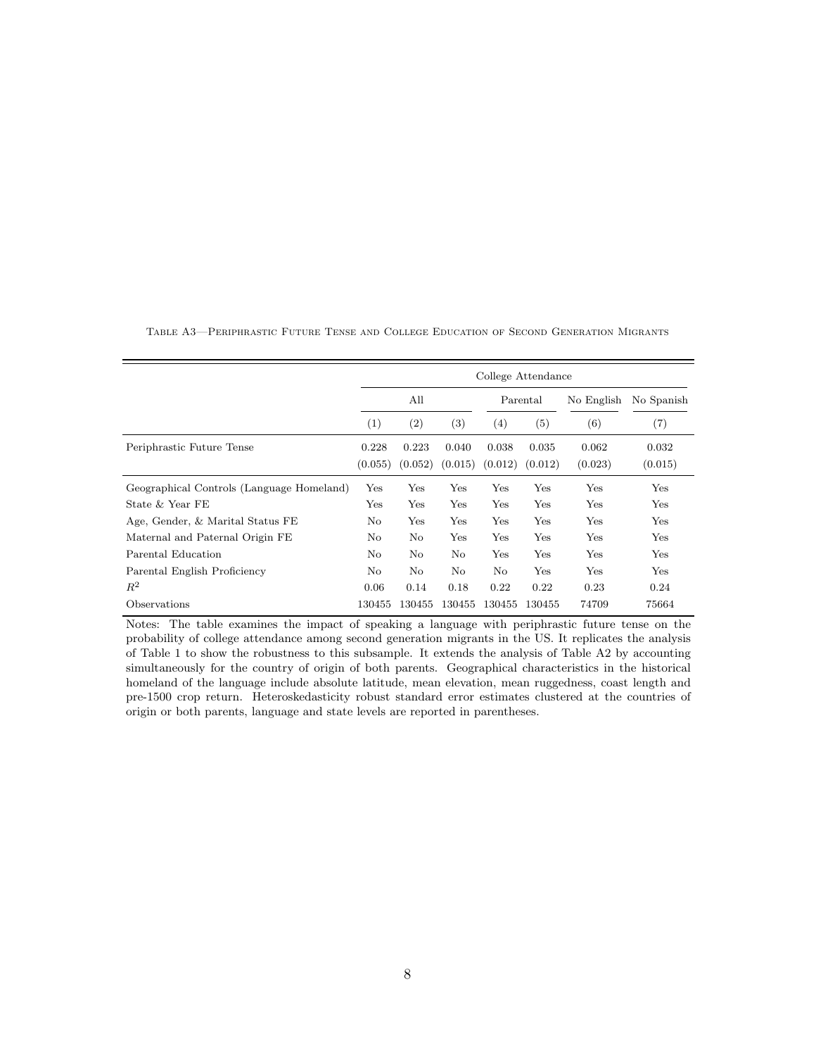Table A3—Periphrastic Future Tense and College Education of Second Generation Migrants

| | College Attendance | | | | | | |
|---|---|---|---|---|---|---|---|
| | All | | | Parental | | No English | No Spanish |
| | (1) | (2) | (3) | (4) | (5) | (6) | (7) |
| Periphrastic Future Tense | 0.228 | 0.223 | 0.040 | 0.038 | 0.035 | 0.062 | 0.032 |
| | (0.055) | (0.052) | (0.015) | (0.012) | (0.012) | (0.023) | (0.015) |
| Geographical Controls (Language Homeland) | Yes | Yes | Yes | Yes | Yes | Yes | Yes |
| State & Year FE | Yes | Yes | Yes | Yes | Yes | Yes | Yes |
| Age, Gender, & Marital Status FE | No | Yes | Yes | Yes | Yes | Yes | Yes |
| Maternal and Paternal Origin FE | No | No | Yes | Yes | Yes | Yes | Yes |
| Parental Education | No | No | No | Yes | Yes | Yes | Yes |
| Parental English Proficiency | No | No | No | No | Yes | Yes | Yes |
| $R^2$ | 0.06 | 0.14 | 0.18 | 0.22 | 0.22 | 0.23 | 0.24 |
| Observations | 130455 | 130455 | 130455 | 130455 | 130455 | 74709 | 75664 |

Notes: The table examines the impact of speaking a language with periphrastic future tense on the probability of college attendance among second generation migrants in the US. It replicates the analysis of Table 1 to show the robustness to this subsample. It extends the analysis of Table A2 by accounting simultaneously for the country of origin of both parents. Geographical characteristics in the historical homeland of the language include absolute latitude, mean elevation, mean ruggedness, coast length and pre-1500 crop return. Heteroskedasticity robust standard error estimates clustered at the countries of origin or both parents, language and state levels are reported in parentheses.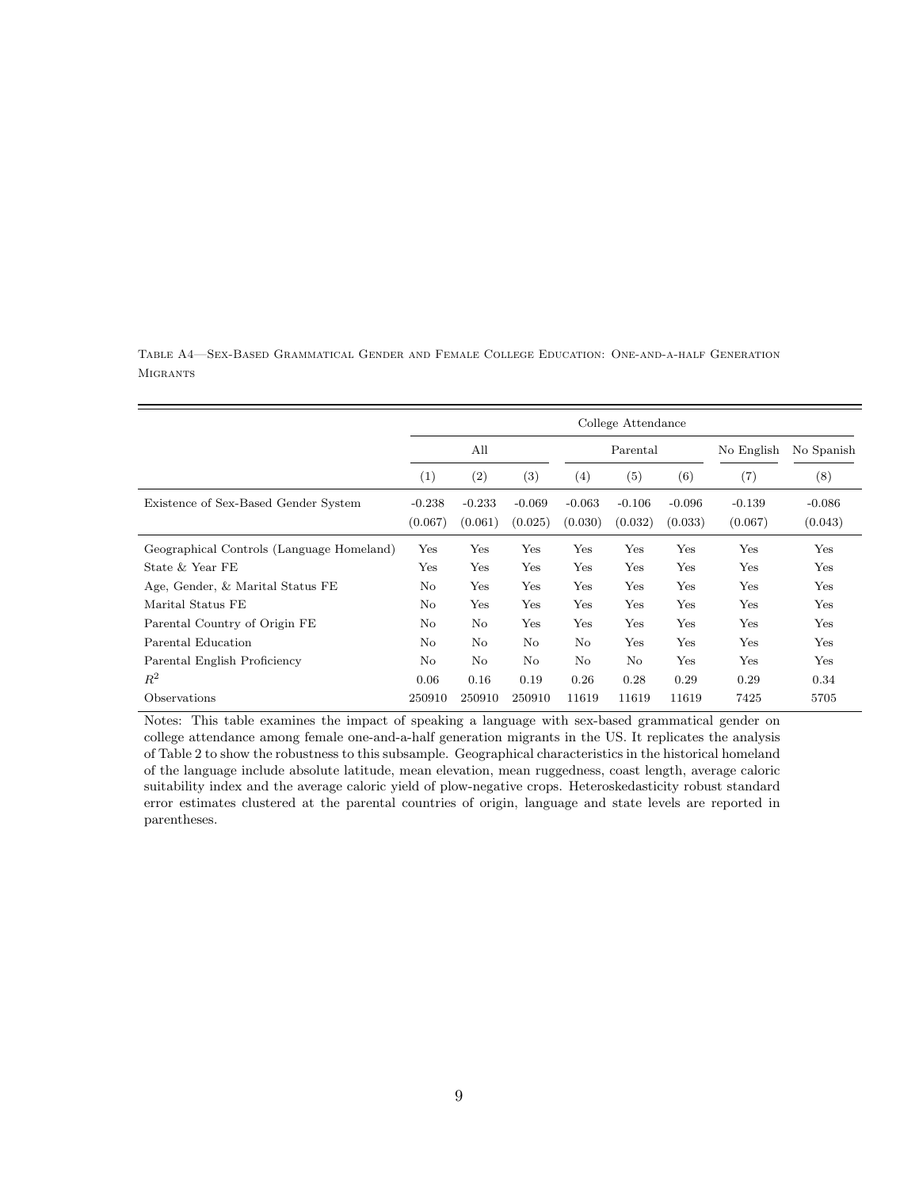Table A4—Sex-Based Grammatical Gender and Female College Education: One-and-a-half Generation Migrants

| | College Attendance | | | | | | | |
|---|---|---|---|---|---|---|---|---|
| | All | | | Parental | | | No English | No Spanish |
| | (1) | (2) | (3) | (4) | (5) | (6) | (7) | (8) |
| Existence of Sex-Based Gender System | -0.238 | -0.233 | -0.069 | -0.063 | -0.106 | -0.096 | -0.139 | -0.086 |
| | (0.067) | (0.061) | (0.025) | (0.030) | (0.032) | (0.033) | (0.067) | (0.043) |
| Geographical Controls (Language Homeland) | Yes | Yes | Yes | Yes | Yes | Yes | Yes | Yes |
| State & Year FE | Yes | Yes | Yes | Yes | Yes | Yes | Yes | Yes |
| Age, Gender, & Marital Status FE | No | Yes | Yes | Yes | Yes | Yes | Yes | Yes |
| Marital Status FE | No | Yes | Yes | Yes | Yes | Yes | Yes | Yes |
| Parental Country of Origin FE | No | No | Yes | Yes | Yes | Yes | Yes | Yes |
| Parental Education | No | No | No | No | Yes | Yes | Yes | Yes |
| Parental English Proficiency | No | No | No | No | No | Yes | Yes | Yes |
| $R^2$ | 0.06 | 0.16 | 0.19 | 0.26 | 0.28 | 0.29 | 0.29 | 0.34 |
| Observations | 250910 | 250910 | 250910 | 11619 | 11619 | 11619 | 7425 | 5705 |

Notes: This table examines the impact of speaking a language with sex-based grammatical gender on college attendance among female one-and-a-half generation migrants in the US. It replicates the analysis of Table 2 to show the robustness to this subsample. Geographical characteristics in the historical homeland of the language include absolute latitude, mean elevation, mean ruggedness, coast length, average caloric suitability index and the average caloric yield of plow-negative crops. Heteroskedasticity robust standard error estimates clustered at the parental countries of origin, language and state levels are reported in parentheses.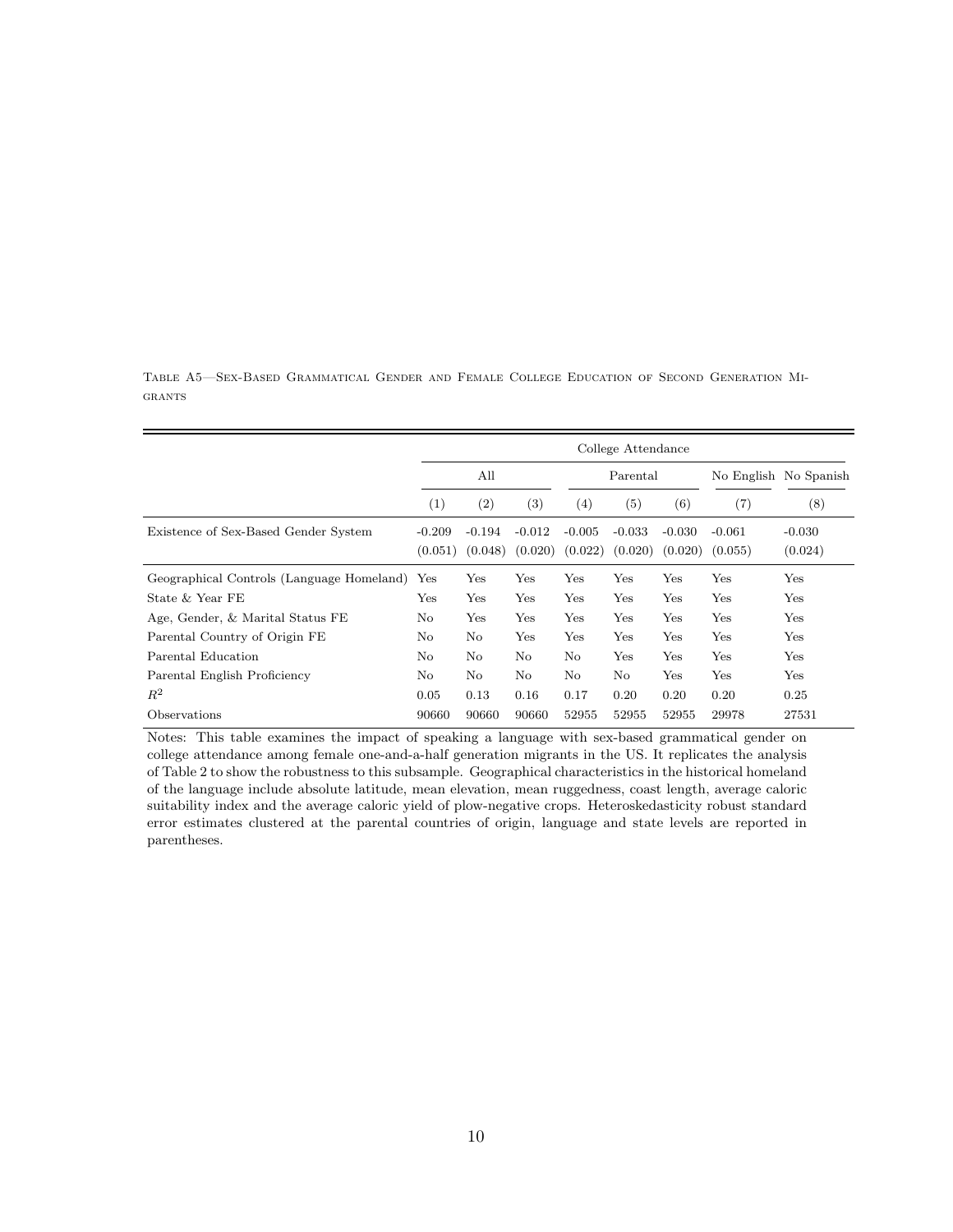Table A5—Sex-Based Grammatical Gender and Female College Education of Second Generation Migrants

| | College Attendance | | | | | | | |
|---|---|---|---|---|---|---|---|---|
| | All | | | Parental | | | No English | No Spanish |
| | (1) | (2) | (3) | (4) | (5) | (6) | (7) | (8) |
| Existence of Sex-Based Gender System | -0.209 | -0.194 | -0.012 | -0.005 | -0.033 | -0.030 | -0.061 | -0.030 |
| | (0.051) | (0.048) | (0.020) | (0.022) | (0.020) | (0.020) | (0.055) | (0.024) |
| Geographical Controls (Language Homeland) | Yes | Yes | Yes | Yes | Yes | Yes | Yes | Yes |
| State & Year FE | Yes | Yes | Yes | Yes | Yes | Yes | Yes | Yes |
| Age, Gender, & Marital Status FE | No | Yes | Yes | Yes | Yes | Yes | Yes | Yes |
| Parental Country of Origin FE | No | No | Yes | Yes | Yes | Yes | Yes | Yes |
| Parental Education | No | No | No | No | Yes | Yes | Yes | Yes |
| Parental English Proficiency | No | No | No | No | No | Yes | Yes | Yes |
| $R^2$ | 0.05 | 0.13 | 0.16 | 0.17 | 0.20 | 0.20 | 0.20 | 0.25 |
| Observations | 90660 | 90660 | 90660 | 52955 | 52955 | 52955 | 29978 | 27531 |

Notes: This table examines the impact of speaking a language with sex-based grammatical gender on college attendance among female one-and-a-half generation migrants in the US. It replicates the analysis of Table 2 to show the robustness to this subsample. Geographical characteristics in the historical homeland of the language include absolute latitude, mean elevation, mean ruggedness, coast length, average caloric suitability index and the average caloric yield of plow-negative crops. Heteroskedasticity robust standard error estimates clustered at the parental countries of origin, language and state levels are reported in parentheses.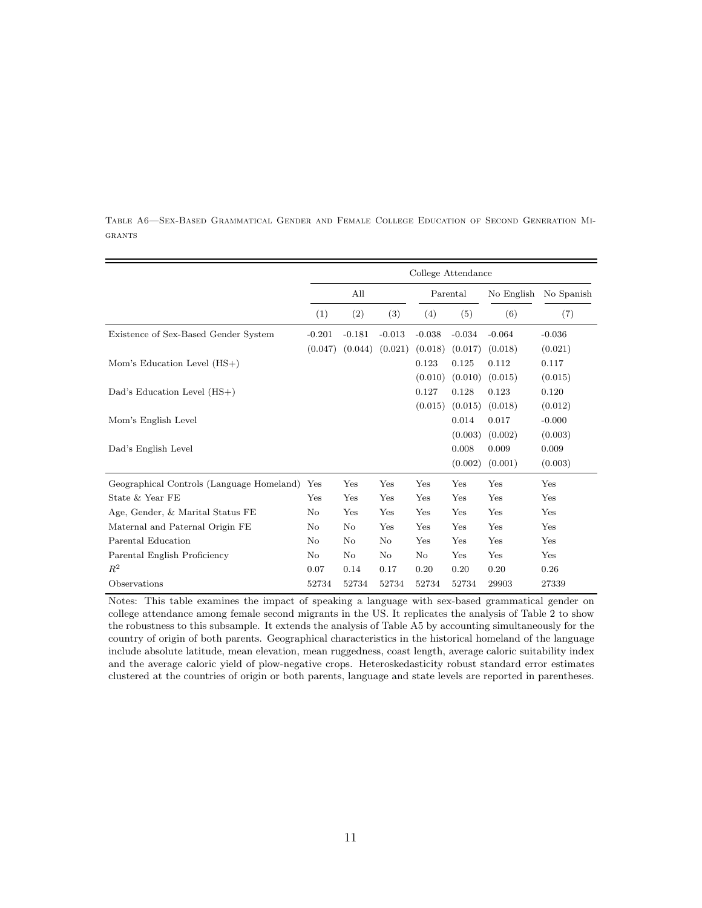Table A6—Sex-Based Grammatical Gender and Female College Education of Second Generation Migrants

| | College Attendance | | | | | | |
|---|---|---|---|---|---|---|---|
| | All | | | Parental | | No English | No Spanish |
| | (1) | (2) | (3) | (4) | (5) | (6) | (7) |
| Existence of Sex-Based Gender System | -0.201 | -0.181 | -0.013 | -0.038 | -0.034 | -0.064 | -0.036 |
| | (0.047) | (0.044) | (0.021) | (0.018) | (0.017) | (0.018) | (0.021) |
| Mom's Education Level (HS+) | | | | 0.123 | 0.125 | 0.112 | 0.117 |
| | | | | (0.010) | (0.010) | (0.015) | (0.015) |
| Dad's Education Level (HS+) | | | | 0.127 | 0.128 | 0.123 | 0.120 |
| | | | | (0.015) | (0.015) | (0.018) | (0.012) |
| Mom's English Level | | | | | 0.014 | 0.017 | -0.000 |
| | | | | | (0.003) | (0.002) | (0.003) |
| Dad's English Level | | | | | 0.008 | 0.009 | 0.009 |
| | | | | | (0.002) | (0.001) | (0.003) |
| Geographical Controls (Language Homeland) | Yes | Yes | Yes | Yes | Yes | Yes | Yes |
| State & Year FE | Yes | Yes | Yes | Yes | Yes | Yes | Yes |
| Age, Gender, & Marital Status FE | No | Yes | Yes | Yes | Yes | Yes | Yes |
| Maternal and Paternal Origin FE | No | No | Yes | Yes | Yes | Yes | Yes |
| Parental Education | No | No | No | Yes | Yes | Yes | Yes |
| Parental English Proficiency | No | No | No | No | Yes | Yes | Yes |
| $R^2$ | 0.07 | 0.14 | 0.17 | 0.20 | 0.20 | 0.20 | 0.26 |
| Observations | 52734 | 52734 | 52734 | 52734 | 52734 | 29903 | 27339 |

Notes: This table examines the impact of speaking a language with sex-based grammatical gender on college attendance among female second migrants in the US. It replicates the analysis of Table 2 to show the robustness to this subsample. It extends the analysis of Table A5 by accounting simultaneously for the country of origin of both parents. Geographical characteristics in the historical homeland of the language include absolute latitude, mean elevation, mean ruggedness, coast length, average caloric suitability index and the average caloric yield of plow-negative crops. Heteroskedasticity robust standard error estimates clustered at the countries of origin or both parents, language and state levels are reported in parentheses.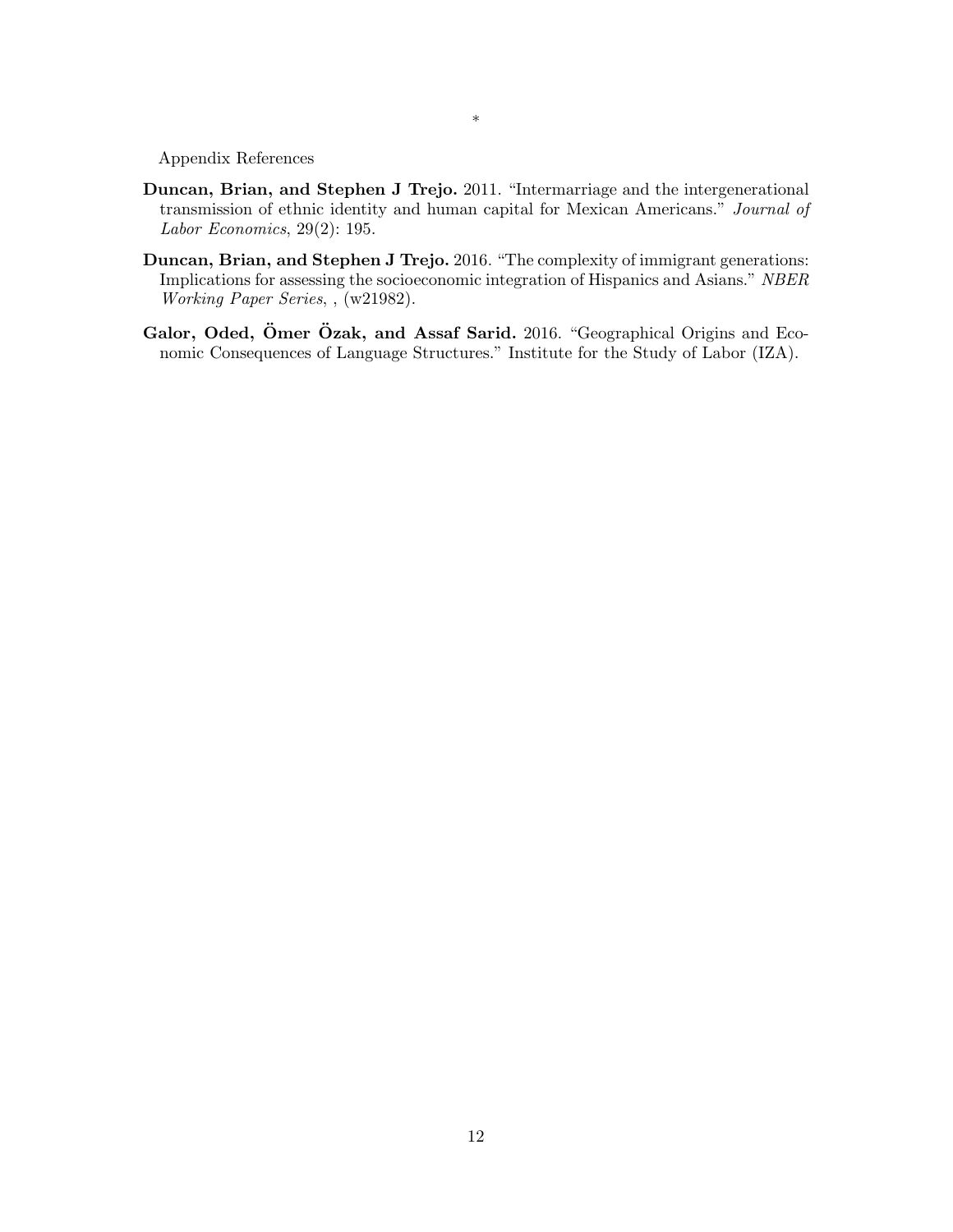*

Appendix References

**Duncan, Brian, and Stephen J Trejo.** 2011. "Intermarriage and the intergenerational transmission of ethnic identity and human capital for Mexican Americans." *Journal of Labor Economics*, 29(2): 195.

**Duncan, Brian, and Stephen J Trejo.** 2016. "The complexity of immigrant generations: Implications for assessing the socioeconomic integration of Hispanics and Asians." *NBER Working Paper Series*, , (w21982).

**Galor, Oded, Ömer Özak, and Assaf Sarid.** 2016. "Geographical Origins and Economic Consequences of Language Structures." Institute for the Study of Labor (IZA).